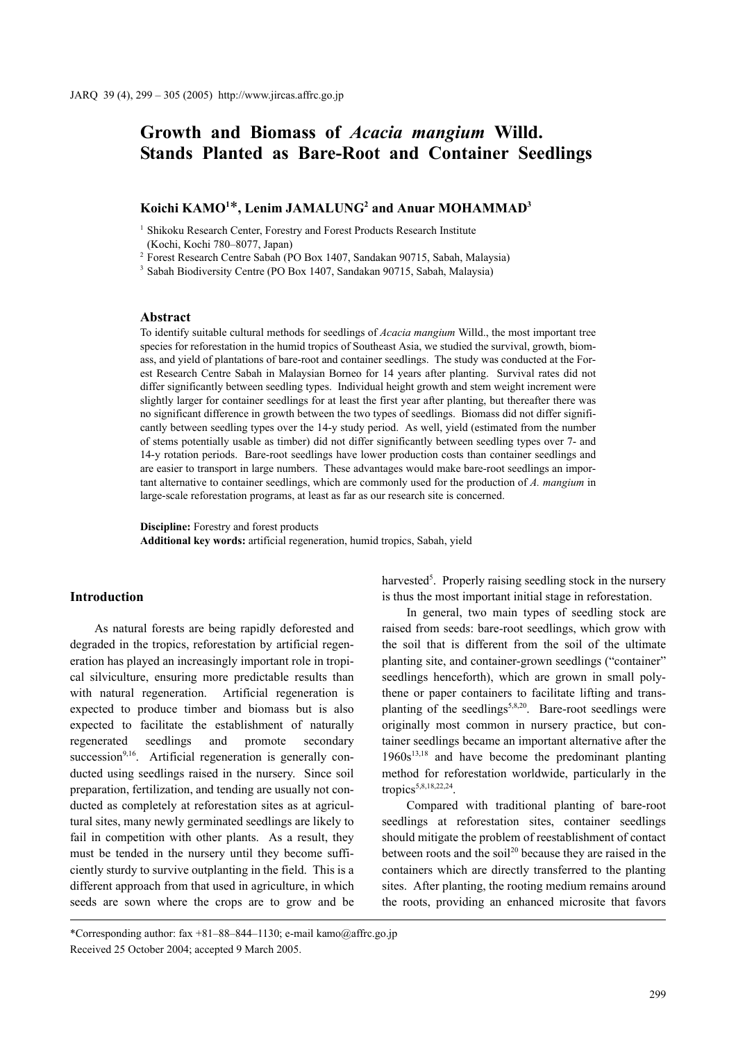# Growth and Biomass of *Acacia mangium* Willd. Stands Planted as Bare-Root and Container Seedlings

**Koichi KAMO[1]\*, Lenim JAMALUNG[2] and Anuar MOHAMMAD[3]**

[1] Shikoku Research Center, Forestry and Forest Products Research Institute (Kochi, Kochi 780–8077, Japan)

[2] Forest Research Centre Sabah (PO Box 1407, Sandakan 90715, Sabah, Malaysia)

[3] Sabah Biodiversity Centre (PO Box 1407, Sandakan 90715, Sabah, Malaysia)

## Abstract

To identify suitable cultural methods for seedlings of *Acacia mangium* Willd., the most important tree species for reforestation in the humid tropics of Southeast Asia, we studied the survival, growth, biomass, and yield of plantations of bare-root and container seedlings. The study was conducted at the Forest Research Centre Sabah in Malaysian Borneo for 14 years after planting. Survival rates did not differ significantly between seedling types. Individual height growth and stem weight increment were slightly larger for container seedlings for at least the first year after planting, but thereafter there was no significant difference in growth between the two types of seedlings. Biomass did not differ significantly between seedling types over the 14-y study period. As well, yield (estimated from the number of stems potentially usable as timber) did not differ significantly between seedling types over 7- and 14-y rotation periods. Bare-root seedlings have lower production costs than container seedlings and are easier to transport in large numbers. These advantages would make bare-root seedlings an important alternative to container seedlings, which are commonly used for the production of *A. mangium* in large-scale reforestation programs, at least as far as our research site is concerned.

**Discipline:** Forestry and forest products
**Additional key words:** artificial regeneration, humid tropics, Sabah, yield

## Introduction

As natural forests are being rapidly deforested and degraded in the tropics, reforestation by artificial regeneration has played an increasingly important role in tropical silviculture, ensuring more predictable results than with natural regeneration. Artificial regeneration is expected to produce timber and biomass but is also expected to facilitate the establishment of naturally regenerated seedlings and promote secondary succession[9,16]. Artificial regeneration is generally conducted using seedlings raised in the nursery. Since soil preparation, fertilization, and tending are usually not conducted as completely at reforestation sites as at agricultural sites, many newly germinated seedlings are likely to fail in competition with other plants. As a result, they must be tended in the nursery until they become sufficiently sturdy to survive outplanting in the field. This is a different approach from that used in agriculture, in which seeds are sown where the crops are to grow and be harvested[5]. Properly raising seedling stock in the nursery is thus the most important initial stage in reforestation.

In general, two main types of seedling stock are raised from seeds: bare-root seedlings, which grow with the soil that is different from the soil of the ultimate planting site, and container-grown seedlings ("container" seedlings henceforth), which are grown in small polythene or paper containers to facilitate lifting and transplanting of the seedlings[5,8,20]. Bare-root seedlings were originally most common in nursery practice, but container seedlings became an important alternative after the 1960s[13,18] and have become the predominant planting method for reforestation worldwide, particularly in the tropics[5,8,18,22,24].

Compared with traditional planting of bare-root seedlings at reforestation sites, container seedlings should mitigate the problem of reestablishment of contact between roots and the soil[20] because they are raised in the containers which are directly transferred to the planting sites. After planting, the rooting medium remains around the roots, providing an enhanced microsite that favors

\*Corresponding author: fax +81–88–844–1130; e-mail kamo@affrc.go.jp
Received 25 October 2004; accepted 9 March 2005.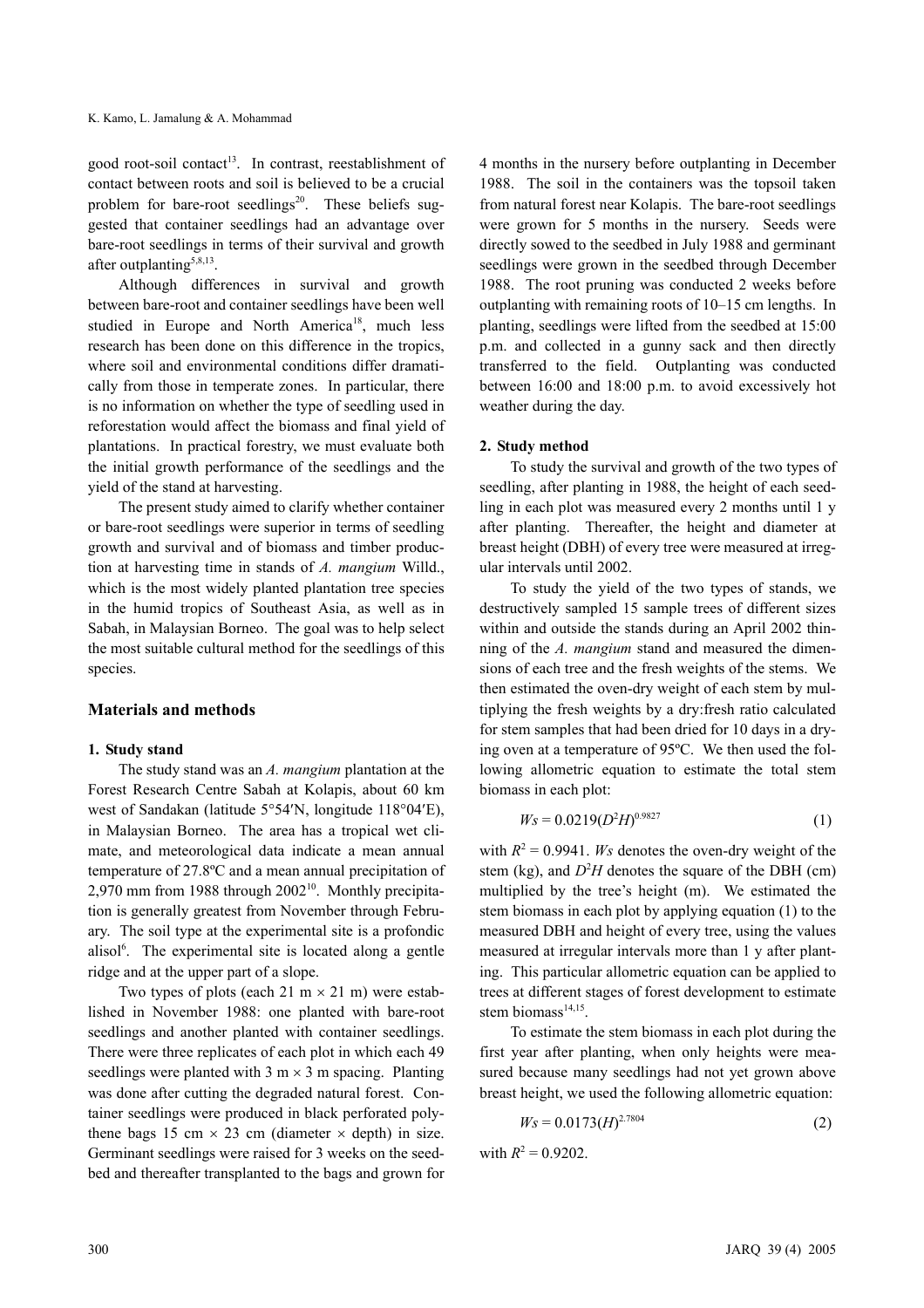good root-soil contact[13]. In contrast, reestablishment of contact between roots and soil is believed to be a crucial problem for bare-root seedlings[20]. These beliefs suggested that container seedlings had an advantage over bare-root seedlings in terms of their survival and growth after outplanting[5,8,13].

Although differences in survival and growth between bare-root and container seedlings have been well studied in Europe and North America[18], much less research has been done on this difference in the tropics, where soil and environmental conditions differ dramatically from those in temperate zones. In particular, there is no information on whether the type of seedling used in reforestation would affect the biomass and final yield of plantations. In practical forestry, we must evaluate both the initial growth performance of the seedlings and the yield of the stand at harvesting.

The present study aimed to clarify whether container or bare-root seedlings were superior in terms of seedling growth and survival and of biomass and timber production at harvesting time in stands of *A. mangium* Willd., which is the most widely planted plantation tree species in the humid tropics of Southeast Asia, as well as in Sabah, in Malaysian Borneo. The goal was to help select the most suitable cultural method for the seedlings of this species.

## Materials and methods

### 1. Study stand

The study stand was an *A. mangium* plantation at the Forest Research Centre Sabah at Kolapis, about 60 km west of Sandakan (latitude 5°54′N, longitude 118°04′E), in Malaysian Borneo. The area has a tropical wet climate, and meteorological data indicate a mean annual temperature of 27.8ºC and a mean annual precipitation of 2,970 mm from 1988 through 2002[10]. Monthly precipitation is generally greatest from November through February. The soil type at the experimental site is a profondic alisol[6]. The experimental site is located along a gentle ridge and at the upper part of a slope.

Two types of plots (each 21 m × 21 m) were established in November 1988: one planted with bare-root seedlings and another planted with container seedlings. There were three replicates of each plot in which each 49 seedlings were planted with 3 m × 3 m spacing. Planting was done after cutting the degraded natural forest. Container seedlings were produced in black perforated polythene bags 15 cm × 23 cm (diameter × depth) in size. Germinant seedlings were raised for 3 weeks on the seedbed and thereafter transplanted to the bags and grown for 4 months in the nursery before outplanting in December 1988. The soil in the containers was the topsoil taken from natural forest near Kolapis. The bare-root seedlings were grown for 5 months in the nursery. Seeds were directly sowed to the seedbed in July 1988 and germinant seedlings were grown in the seedbed through December 1988. The root pruning was conducted 2 weeks before outplanting with remaining roots of 10–15 cm lengths. In planting, seedlings were lifted from the seedbed at 15:00 p.m. and collected in a gunny sack and then directly transferred to the field. Outplanting was conducted between 16:00 and 18:00 p.m. to avoid excessively hot weather during the day.

### 2. Study method

To study the survival and growth of the two types of seedling, after planting in 1988, the height of each seedling in each plot was measured every 2 months until 1 y after planting. Thereafter, the height and diameter at breast height (DBH) of every tree were measured at irregular intervals until 2002.

To study the yield of the two types of stands, we destructively sampled 15 sample trees of different sizes within and outside the stands during an April 2002 thinning of the *A. mangium* stand and measured the dimensions of each tree and the fresh weights of the stems. We then estimated the oven-dry weight of each stem by multiplying the fresh weights by a dry:fresh ratio calculated for stem samples that had been dried for 10 days in a drying oven at a temperature of 95ºC. We then used the following allometric equation to estimate the total stem biomass in each plot:

$$Ws = 0.0219(D^2H)^{0.9827} \quad (1)$$

with $R^2 = 0.9941$. $Ws$ denotes the oven-dry weight of the stem (kg), and $D^2H$ denotes the square of the DBH (cm) multiplied by the tree's height (m). We estimated the stem biomass in each plot by applying equation (1) to the measured DBH and height of every tree, using the values measured at irregular intervals more than 1 y after planting. This particular allometric equation can be applied to trees at different stages of forest development to estimate stem biomass[14,15].

To estimate the stem biomass in each plot during the first year after planting, when only heights were measured because many seedlings had not yet grown above breast height, we used the following allometric equation:

$$Ws = 0.0173(H)^{2.7804} \quad (2)$$

with $R^2 = 0.9202$.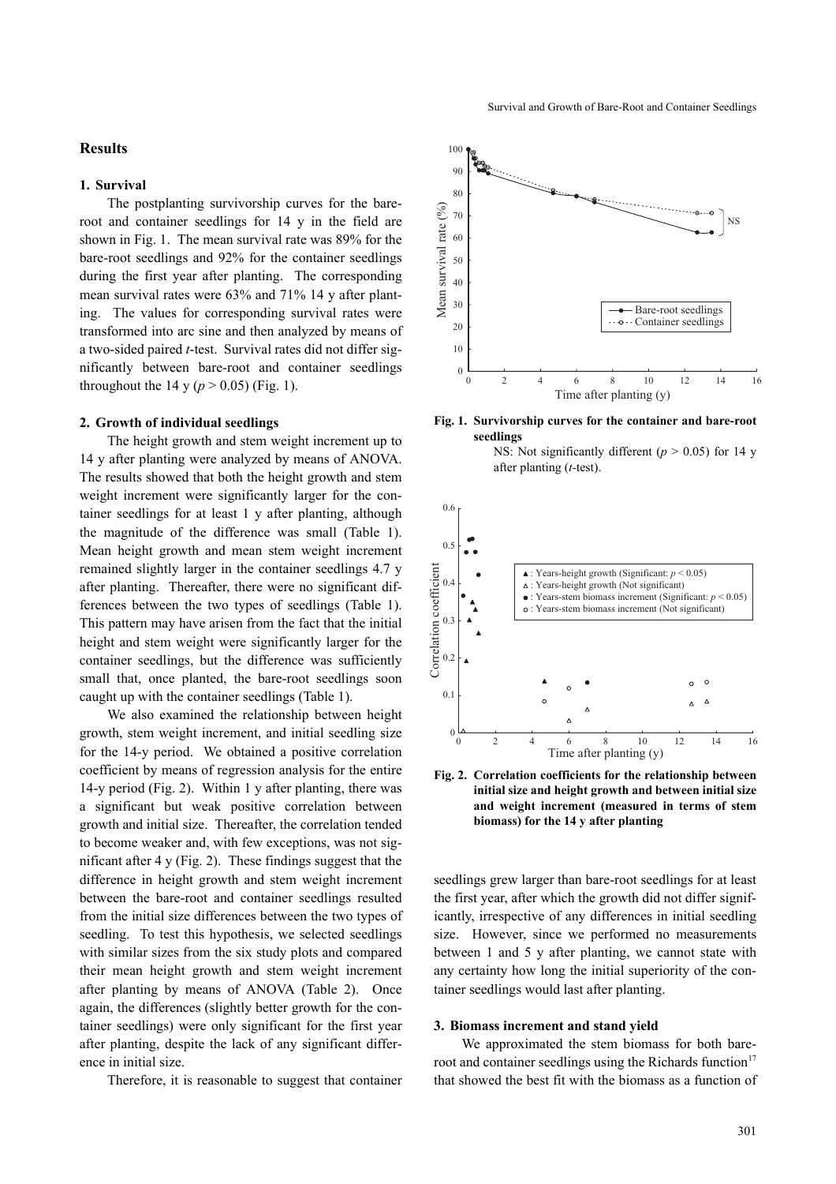## Results

### 1. Survival

The postplanting survivorship curves for the bare-root and container seedlings for 14 y in the field are shown in Fig. 1. The mean survival rate was 89% for the bare-root seedlings and 92% for the container seedlings during the first year after planting. The corresponding mean survival rates were 63% and 71% 14 y after planting. The values for corresponding survival rates were transformed into arc sine and then analyzed by means of a two-sided paired *t*-test. Survival rates did not differ significantly between bare-root and container seedlings throughout the 14 y ($p > 0.05$) (Fig. 1).

### 2. Growth of individual seedlings

The height growth and stem weight increment up to 14 y after planting were analyzed by means of ANOVA. The results showed that both the height growth and stem weight increment were significantly larger for the container seedlings for at least 1 y after planting, although the magnitude of the difference was small (Table 1). Mean height growth and mean stem weight increment remained slightly larger in the container seedlings 4.7 y after planting. Thereafter, there were no significant differences between the two types of seedlings (Table 1). This pattern may have arisen from the fact that the initial height and stem weight were significantly larger for the container seedlings, but the difference was sufficiently small that, once planted, the bare-root seedlings soon caught up with the container seedlings (Table 1).

We also examined the relationship between height growth, stem weight increment, and initial seedling size for the 14-y period. We obtained a positive correlation coefficient by means of regression analysis for the entire 14-y period (Fig. 2). Within 1 y after planting, there was a significant but weak positive correlation between growth and initial size. Thereafter, the correlation tended to become weaker and, with few exceptions, was not significant after 4 y (Fig. 2). These findings suggest that the difference in height growth and stem weight increment between the bare-root and container seedlings resulted from the initial size differences between the two types of seedling. To test this hypothesis, we selected seedlings with similar sizes from the six study plots and compared their mean height growth and stem weight increment after planting by means of ANOVA (Table 2). Once again, the differences (slightly better growth for the container seedlings) were only significant for the first year after planting, despite the lack of any significant difference in initial size.

Therefore, it is reasonable to suggest that container seedlings grew larger than bare-root seedlings for at least the first year, after which the growth did not differ significantly, irrespective of any differences in initial seedling size. However, since we performed no measurements between 1 and 5 y after planting, we cannot state with any certainty how long the initial superiority of the container seedlings would last after planting.

**Fig. 1. Survivorship curves for the container and bare-root seedlings**

NS: Not significantly different ($p > 0.05$) for 14 y after planting (*t*-test).

**Fig. 2. Correlation coefficients for the relationship between initial size and height growth and between initial size and weight increment (measured in terms of stem biomass) for the 14 y after planting**

### 3. Biomass increment and stand yield

We approximated the stem biomass for both bare-root and container seedlings using the Richards function[17] that showed the best fit with the biomass as a function of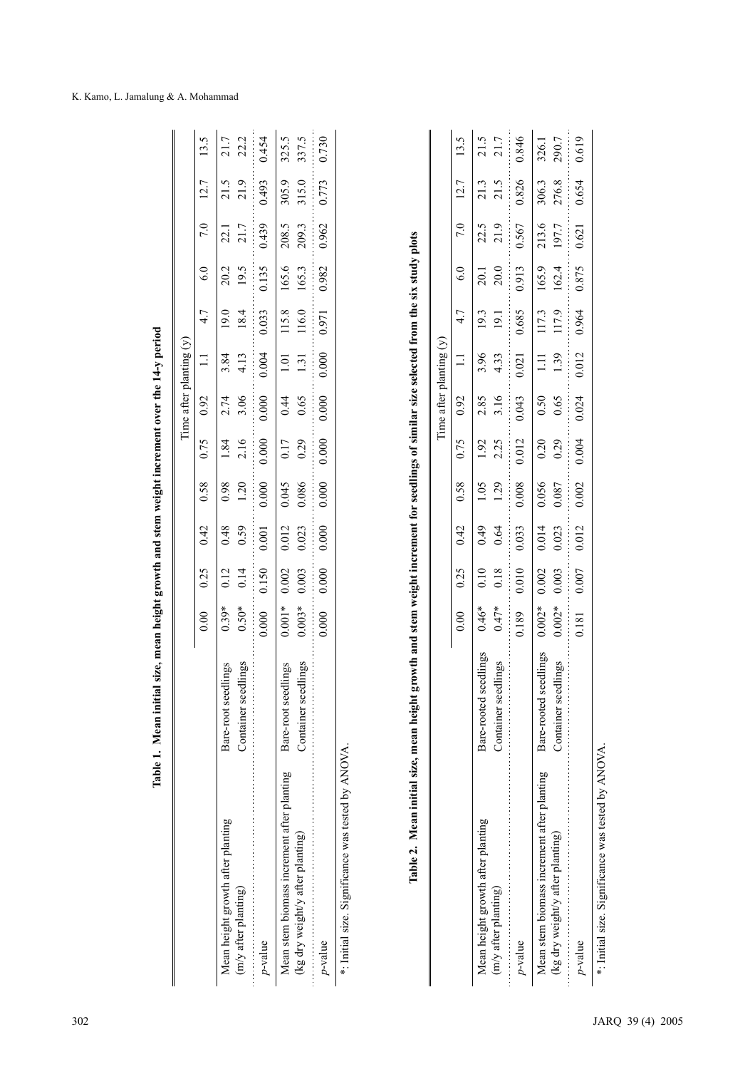**Table 1. Mean initial size, mean height growth and stem weight increment over the 14-y period**

| | | Time after planting (y) | | | | | | | | | | |
|---|---|---|---|---|---|---|---|---|---|---|---|---|
| | | 0.00 | 0.25 | 0.42 | 0.58 | 0.75 | 0.92 | 1.1 | 4.7 | 6.0 | 7.0 | 12.7 | 13.5 |
| Mean height growth after planting (m/y after planting) | Bare-root seedlings | 0.39* | 0.12 | 0.48 | 0.98 | 1.84 | 2.74 | 3.84 | 19.0 | 20.2 | 22.1 | 21.5 | 21.7 |
| | Container seedlings | 0.50* | 0.14 | 0.59 | 1.20 | 2.16 | 3.06 | 4.13 | 18.4 | 19.5 | 21.7 | 21.9 | 22.2 |
| *p*-value | | 0.000 | 0.150 | 0.001 | 0.000 | 0.000 | 0.000 | 0.004 | 0.033 | 0.135 | 0.439 | 0.493 | 0.454 |
| Mean stem biomass increment after planting (kg dry weight/y after planting) | Bare-root seedlings | 0.001* | 0.002 | 0.012 | 0.045 | 0.17 | 0.44 | 1.01 | 115.8 | 165.6 | 208.5 | 305.9 | 325.5 |
| | Container seedlings | 0.003* | 0.003 | 0.023 | 0.086 | 0.29 | 0.65 | 1.31 | 116.0 | 165.3 | 209.3 | 315.0 | 337.5 |
| *p*-value | | 0.000 | 0.000 | 0.000 | 0.000 | 0.000 | 0.000 | 0.000 | 0.971 | 0.982 | 0.962 | 0.773 | 0.730 |

*: Initial size. Significance was tested by ANOVA.

**Table 2. Mean initial size, mean height growth and stem weight increment for seedlings of similar size selected from the six study plots**

| | | Time after planting (y) | | | | | | | | | | |
|---|---|---|---|---|---|---|---|---|---|---|---|---|
| | | 0.00 | 0.25 | 0.42 | 0.58 | 0.75 | 0.92 | 1.1 | 4.7 | 6.0 | 7.0 | 12.7 | 13.5 |
| Mean height growth after planting (m/y after planting) | Bare-rooted seedlings | 0.46* | 0.10 | 0.49 | 1.05 | 1.92 | 2.85 | 3.96 | 19.3 | 20.1 | 22.5 | 21.3 | 21.5 |
| | Container seedlings | 0.47* | 0.18 | 0.64 | 1.29 | 2.25 | 3.16 | 4.33 | 19.1 | 20.0 | 21.9 | 21.5 | 21.7 |
| *p*-value | | 0.189 | 0.010 | 0.033 | 0.008 | 0.012 | 0.043 | 0.021 | 0.685 | 0.913 | 0.567 | 0.826 | 0.846 |
| Mean stem biomass increment after planting (kg dry weight/y after planting) | Bare-rooted seedlings | 0.002* | 0.002 | 0.014 | 0.056 | 0.20 | 0.50 | 1.11 | 117.3 | 165.9 | 213.6 | 306.3 | 326.1 |
| | Container seedlings | 0.002* | 0.003 | 0.023 | 0.087 | 0.29 | 0.65 | 1.39 | 117.9 | 162.4 | 197.7 | 276.8 | 290.7 |
| *p*-value | | 0.181 | 0.007 | 0.012 | 0.002 | 0.004 | 0.024 | 0.012 | 0.964 | 0.875 | 0.621 | 0.654 | 0.619 |

*: Initial size. Significance was tested by ANOVA.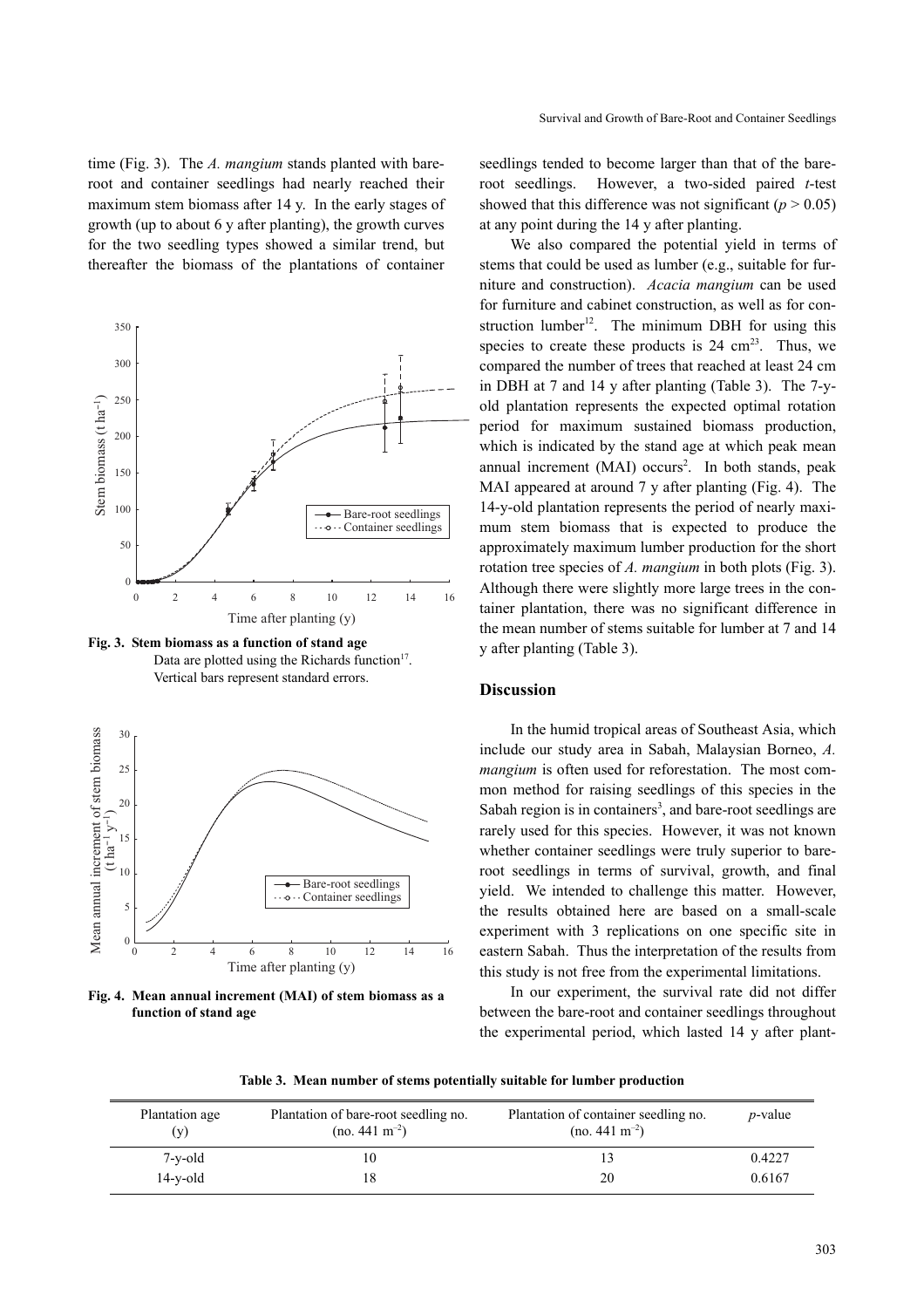time (Fig. 3). The *A. mangium* stands planted with bare-root and container seedlings had nearly reached their maximum stem biomass after 14 y. In the early stages of growth (up to about 6 y after planting), the growth curves for the two seedling types showed a similar trend, but thereafter the biomass of the plantations of container seedlings tended to become larger than that of the bare-root seedlings. However, a two-sided paired *t*-test showed that this difference was not significant ($p > 0.05$) at any point during the 14 y after planting.

**Fig. 3. Stem biomass as a function of stand age**
Data are plotted using the Richards function[17].
Vertical bars represent standard errors.

**Fig. 4. Mean annual increment (MAI) of stem biomass as a function of stand age**

We also compared the potential yield in terms of stems that could be used as lumber (e.g., suitable for furniture and construction). *Acacia mangium* can be used for furniture and cabinet construction, as well as for construction lumber[12]. The minimum DBH for using this species to create these products is 24 cm[23]. Thus, we compared the number of trees that reached at least 24 cm in DBH at 7 and 14 y after planting (Table 3). The 7-y-old plantation represents the expected optimal rotation period for maximum sustained biomass production, which is indicated by the stand age at which peak mean annual increment (MAI) occurs[2]. In both stands, peak MAI appeared at around 7 y after planting (Fig. 4). The 14-y-old plantation represents the period of nearly maximum stem biomass that is expected to produce the approximately maximum lumber production for the short rotation tree species of *A. mangium* in both plots (Fig. 3). Although there were slightly more large trees in the container plantation, there was no significant difference in the mean number of stems suitable for lumber at 7 and 14 y after planting (Table 3).

## Discussion

In the humid tropical areas of Southeast Asia, which include our study area in Sabah, Malaysian Borneo, *A. mangium* is often used for reforestation. The most common method for raising seedlings of this species in the Sabah region is in containers[3], and bare-root seedlings are rarely used for this species. However, it was not known whether container seedlings were truly superior to bare-root seedlings in terms of survival, growth, and final yield. We intended to challenge this matter. However, the results obtained here are based on a small-scale experiment with 3 replications on one specific site in eastern Sabah. Thus the interpretation of the results from this study is not free from the experimental limitations.

In our experiment, the survival rate did not differ between the bare-root and container seedlings throughout the experimental period, which lasted 14 y after plant-

**Table 3. Mean number of stems potentially suitable for lumber production**

| Plantation age (y) | Plantation of bare-root seedling no. (no. 441 $m^{-2}$) | Plantation of container seedling no. (no. 441 $m^{-2}$) | *p*-value |
|---|---|---|---|
| 7-y-old | 10 | 13 | 0.4227 |
| 14-y-old | 18 | 20 | 0.6167 |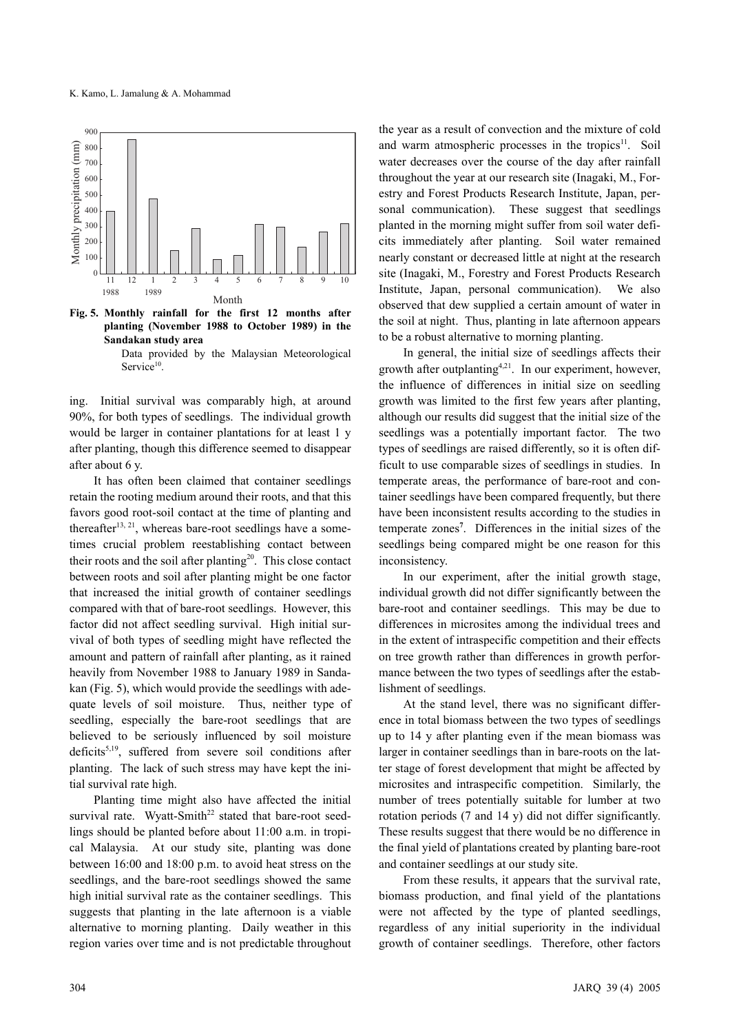**Fig. 5. Monthly rainfall for the first 12 months after planting (November 1988 to October 1989) in the Sandakan study area**

Data provided by the Malaysian Meteorological Service[10].

ing. Initial survival was comparably high, at around 90%, for both types of seedlings. The individual growth would be larger in container plantations for at least 1 y after planting, though this difference seemed to disappear after about 6 y.

It has often been claimed that container seedlings retain the rooting medium around their roots, and that this favors good root-soil contact at the time of planting and thereafter[13, 21], whereas bare-root seedlings have a sometimes crucial problem reestablishing contact between their roots and the soil after planting[20]. This close contact between roots and soil after planting might be one factor that increased the initial growth of container seedlings compared with that of bare-root seedlings. However, this factor did not affect seedling survival. High initial survival of both types of seedling might have reflected the amount and pattern of rainfall after planting, as it rained heavily from November 1988 to January 1989 in Sandakan (Fig. 5), which would provide the seedlings with adequate levels of soil moisture. Thus, neither type of seedling, especially the bare-root seedlings that are believed to be seriously influenced by soil moisture deficits[5,19], suffered from severe soil conditions after planting. The lack of such stress may have kept the initial survival rate high.

Planting time might also have affected the initial survival rate. Wyatt-Smith[22] stated that bare-root seedlings should be planted before about 11:00 a.m. in tropical Malaysia. At our study site, planting was done between 16:00 and 18:00 p.m. to avoid heat stress on the seedlings, and the bare-root seedlings showed the same high initial survival rate as the container seedlings. This suggests that planting in the late afternoon is a viable alternative to morning planting. Daily weather in this region varies over time and is not predictable throughout the year as a result of convection and the mixture of cold and warm atmospheric processes in the tropics[11]. Soil water decreases over the course of the day after rainfall throughout the year at our research site (Inagaki, M., Forestry and Forest Products Research Institute, Japan, personal communication). These suggest that seedlings planted in the morning might suffer from soil water deficits immediately after planting. Soil water remained nearly constant or decreased little at night at the research site (Inagaki, M., Forestry and Forest Products Research Institute, Japan, personal communication). We also observed that dew supplied a certain amount of water in the soil at night. Thus, planting in late afternoon appears to be a robust alternative to morning planting.

In general, the initial size of seedlings affects their growth after outplanting[4,21]. In our experiment, however, the influence of differences in initial size on seedling growth was limited to the first few years after planting, although our results did suggest that the initial size of the seedlings was a potentially important factor. The two types of seedlings are raised differently, so it is often difficult to use comparable sizes of seedlings in studies. In temperate areas, the performance of bare-root and container seedlings have been compared frequently, but there have been inconsistent results according to the studies in temperate zones[7]. Differences in the initial sizes of the seedlings being compared might be one reason for this inconsistency.

In our experiment, after the initial growth stage, individual growth did not differ significantly between the bare-root and container seedlings. This may be due to differences in microsites among the individual trees and in the extent of intraspecific competition and their effects on tree growth rather than differences in growth performance between the two types of seedlings after the establishment of seedlings.

At the stand level, there was no significant difference in total biomass between the two types of seedlings up to 14 y after planting even if the mean biomass was larger in container seedlings than in bare-roots on the latter stage of forest development that might be affected by microsites and intraspecific competition. Similarly, the number of trees potentially suitable for lumber at two rotation periods (7 and 14 y) did not differ significantly. These results suggest that there would be no difference in the final yield of plantations created by planting bare-root and container seedlings at our study site.

From these results, it appears that the survival rate, biomass production, and final yield of the plantations were not affected by the type of planted seedlings, regardless of any initial superiority in the individual growth of container seedlings. Therefore, other factors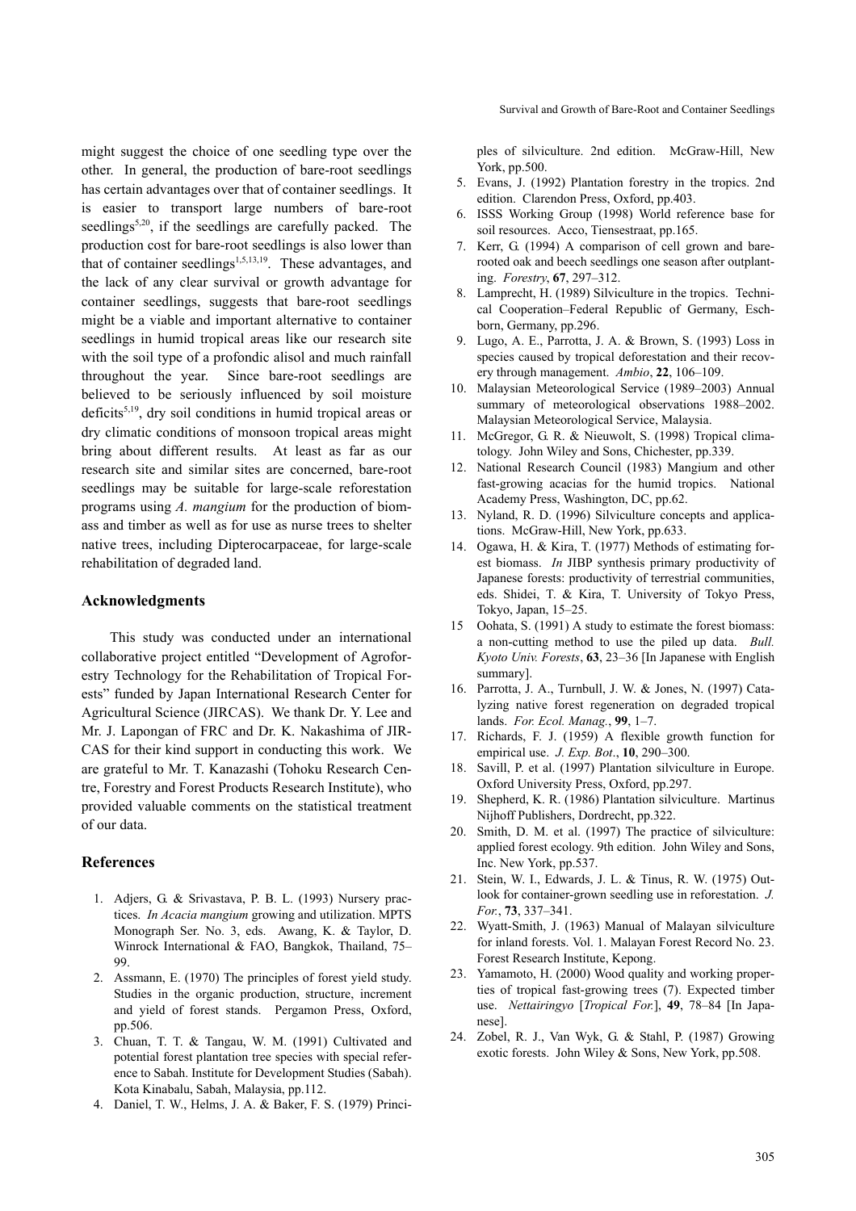might suggest the choice of one seedling type over the other. In general, the production of bare-root seedlings has certain advantages over that of container seedlings. It is easier to transport large numbers of bare-root seedlings[5,20], if the seedlings are carefully packed. The production cost for bare-root seedlings is also lower than that of container seedlings[1,5,13,19]. These advantages, and the lack of any clear survival or growth advantage for container seedlings, suggests that bare-root seedlings might be a viable and important alternative to container seedlings in humid tropical areas like our research site with the soil type of a profondic alisol and much rainfall throughout the year. Since bare-root seedlings are believed to be seriously influenced by soil moisture deficits[5,19], dry soil conditions in humid tropical areas or dry climatic conditions of monsoon tropical areas might bring about different results. At least as far as our research site and similar sites are concerned, bare-root seedlings may be suitable for large-scale reforestation programs using *A. mangium* for the production of biomass and timber as well as for use as nurse trees to shelter native trees, including Dipterocarpaceae, for large-scale rehabilitation of degraded land.

## Acknowledgments

This study was conducted under an international collaborative project entitled "Development of Agroforestry Technology for the Rehabilitation of Tropical Forests" funded by Japan International Research Center for Agricultural Science (JIRCAS). We thank Dr. Y. Lee and Mr. J. Lapongan of FRC and Dr. K. Nakashima of JIRCAS for their kind support in conducting this work. We are grateful to Mr. T. Kanazashi (Tohoku Research Centre, Forestry and Forest Products Research Institute), who provided valuable comments on the statistical treatment of our data.

## References

1. Adjers, G. & Srivastava, P. B. L. (1993) Nursery practices. *In Acacia mangium* growing and utilization. MPTS Monograph Ser. No. 3, eds. Awang, K. & Taylor, D. Winrock International & FAO, Bangkok, Thailand, 75–99.
2. Assmann, E. (1970) The principles of forest yield study. Studies in the organic production, structure, increment and yield of forest stands. Pergamon Press, Oxford, pp.506.
3. Chuan, T. T. & Tangau, W. M. (1991) Cultivated and potential forest plantation tree species with special reference to Sabah. Institute for Development Studies (Sabah). Kota Kinabalu, Sabah, Malaysia, pp.112.
4. Daniel, T. W., Helms, J. A. & Baker, F. S. (1979) Principles of silviculture. 2nd edition. McGraw-Hill, New York, pp.500.
5. Evans, J. (1992) Plantation forestry in the tropics. 2nd edition. Clarendon Press, Oxford, pp.403.
6. ISSS Working Group (1998) World reference base for soil resources. Acco, Tiensestraat, pp.165.
7. Kerr, G. (1994) A comparison of cell grown and bare-rooted oak and beech seedlings one season after outplanting. *Forestry*, **67**, 297–312.
8. Lamprecht, H. (1989) Silviculture in the tropics. Technical Cooperation–Federal Republic of Germany, Eschborn, Germany, pp.296.
9. Lugo, A. E., Parrotta, J. A. & Brown, S. (1993) Loss in species caused by tropical deforestation and their recovery through management. *Ambio*, **22**, 106–109.
10. Malaysian Meteorological Service (1989–2003) Annual summary of meteorological observations 1988–2002. Malaysian Meteorological Service, Malaysia.
11. McGregor, G. R. & Nieuwolt, S. (1998) Tropical climatology. John Wiley and Sons, Chichester, pp.339.
12. National Research Council (1983) Mangium and other fast-growing acacias for the humid tropics. National Academy Press, Washington, DC, pp.62.
13. Nyland, R. D. (1996) Silviculture concepts and applications. McGraw-Hill, New York, pp.633.
14. Ogawa, H. & Kira, T. (1977) Methods of estimating forest biomass. *In* JIBP synthesis primary productivity of Japanese forests: productivity of terrestrial communities, eds. Shidei, T. & Kira, T. University of Tokyo Press, Tokyo, Japan, 15–25.
15. Oohata, S. (1991) A study to estimate the forest biomass: a non-cutting method to use the piled up data. *Bull. Kyoto Univ. Forests*, **63**, 23–36 [In Japanese with English summary].
16. Parrotta, J. A., Turnbull, J. W. & Jones, N. (1997) Catalyzing native forest regeneration on degraded tropical lands. *For. Ecol. Manag.*, **99**, 1–7.
17. Richards, F. J. (1959) A flexible growth function for empirical use. *J. Exp. Bot*., **10**, 290–300.
18. Savill, P. et al. (1997) Plantation silviculture in Europe. Oxford University Press, Oxford, pp.297.
19. Shepherd, K. R. (1986) Plantation silviculture. Martinus Nijhoff Publishers, Dordrecht, pp.322.
20. Smith, D. M. et al. (1997) The practice of silviculture: applied forest ecology. 9th edition. John Wiley and Sons, Inc. New York, pp.537.
21. Stein, W. I., Edwards, J. L. & Tinus, R. W. (1975) Outlook for container-grown seedling use in reforestation. *J. For.*, **73**, 337–341.
22. Wyatt-Smith, J. (1963) Manual of Malayan silviculture for inland forests. Vol. 1. Malayan Forest Record No. 23. Forest Research Institute, Kepong.
23. Yamamoto, H. (2000) Wood quality and working properties of tropical fast-growing trees (7). Expected timber use. *Nettairingyo* [*Tropical For.*], **49**, 78–84 [In Japanese].
24. Zobel, R. J., Van Wyk, G. & Stahl, P. (1987) Growing exotic forests. John Wiley & Sons, New York, pp.508.